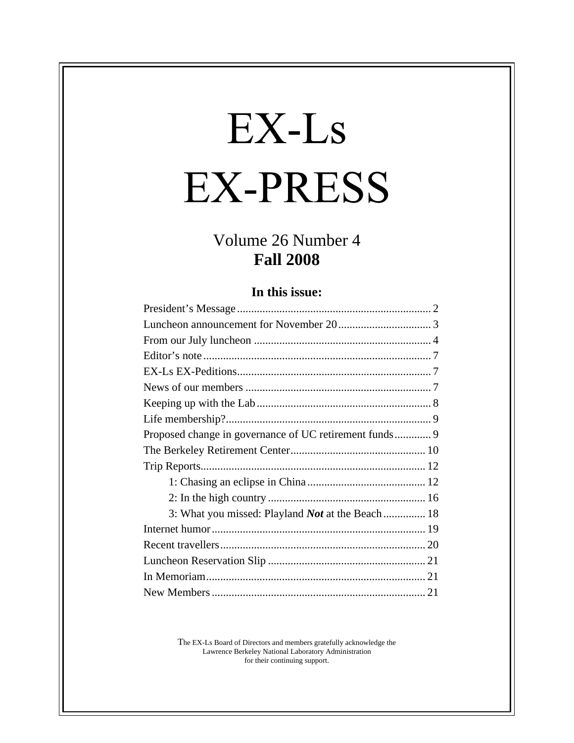# EX-Ls EX-PRESS

Volume 26 Number 4
**Fall 2008**

### In this issue:

| | |
|---|---|
| President's Message | 2 |
| Luncheon announcement for November 20 | 3 |
| From our July luncheon | 4 |
| Editor's note | 7 |
| EX-Ls EX-Peditions | 7 |
| News of our members | 7 |
| Keeping up with the Lab | 8 |
| Life membership? | 9 |
| Proposed change in governance of UC retirement funds | 9 |
| The Berkeley Retirement Center | 10 |
| Trip Reports | 12 |
| 1: Chasing an eclipse in China | 12 |
| 2: In the high country | 16 |
| 3: What you missed: Playland ***Not*** at the Beach | 18 |
| Internet humor | 19 |
| Recent travellers | 20 |
| Luncheon Reservation Slip | 21 |
| In Memoriam | 21 |
| New Members | 21 |

The EX-Ls Board of Directors and members gratefully acknowledge the Lawrence Berkeley National Laboratory Administration for their continuing support.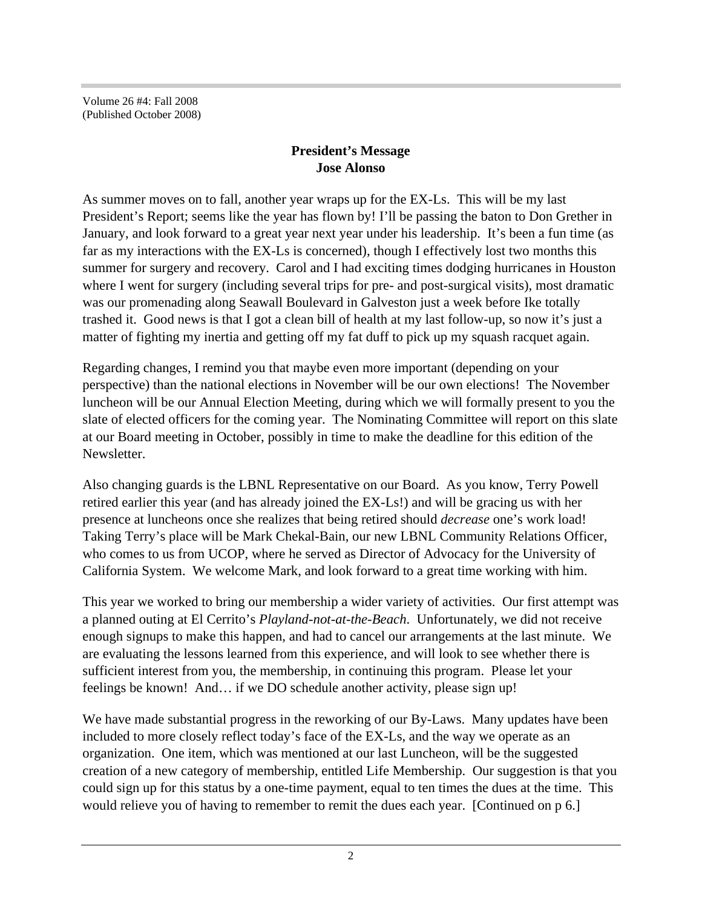Volume 26 #4: Fall 2008
(Published October 2008)

## President's Message
## Jose Alonso

As summer moves on to fall, another year wraps up for the EX-Ls. This will be my last President's Report; seems like the year has flown by! I'll be passing the baton to Don Grether in January, and look forward to a great year next year under his leadership. It's been a fun time (as far as my interactions with the EX-Ls is concerned), though I effectively lost two months this summer for surgery and recovery. Carol and I had exciting times dodging hurricanes in Houston where I went for surgery (including several trips for pre- and post-surgical visits), most dramatic was our promenading along Seawall Boulevard in Galveston just a week before Ike totally trashed it. Good news is that I got a clean bill of health at my last follow-up, so now it's just a matter of fighting my inertia and getting off my fat duff to pick up my squash racquet again.

Regarding changes, I remind you that maybe even more important (depending on your perspective) than the national elections in November will be our own elections! The November luncheon will be our Annual Election Meeting, during which we will formally present to you the slate of elected officers for the coming year. The Nominating Committee will report on this slate at our Board meeting in October, possibly in time to make the deadline for this edition of the Newsletter.

Also changing guards is the LBNL Representative on our Board. As you know, Terry Powell retired earlier this year (and has already joined the EX-Ls!) and will be gracing us with her presence at luncheons once she realizes that being retired should *decrease* one's work load! Taking Terry's place will be Mark Chekal-Bain, our new LBNL Community Relations Officer, who comes to us from UCOP, where he served as Director of Advocacy for the University of California System. We welcome Mark, and look forward to a great time working with him.

This year we worked to bring our membership a wider variety of activities. Our first attempt was a planned outing at El Cerrito's *Playland-not-at-the-Beach*. Unfortunately, we did not receive enough signups to make this happen, and had to cancel our arrangements at the last minute. We are evaluating the lessons learned from this experience, and will look to see whether there is sufficient interest from you, the membership, in continuing this program. Please let your feelings be known! And… if we DO schedule another activity, please sign up!

We have made substantial progress in the reworking of our By-Laws. Many updates have been included to more closely reflect today's face of the EX-Ls, and the way we operate as an organization. One item, which was mentioned at our last Luncheon, will be the suggested creation of a new category of membership, entitled Life Membership. Our suggestion is that you could sign up for this status by a one-time payment, equal to ten times the dues at the time. This would relieve you of having to remember to remit the dues each year. [Continued on p 6.]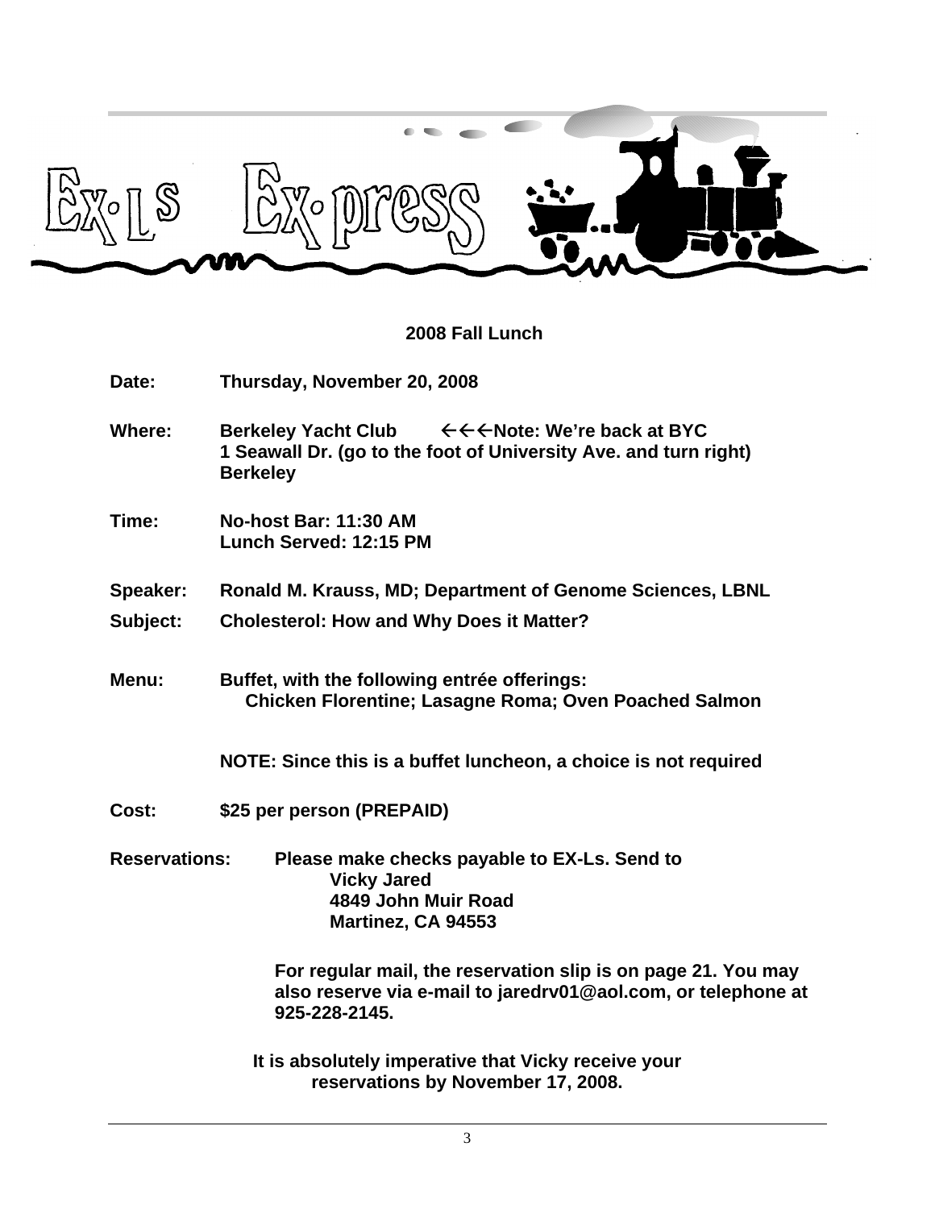# EX-Ls Ex-press

## 2008 Fall Lunch

**Date:** Thursday, November 20, 2008

**Where:** Berkeley Yacht Club ←←←Note: We're back at BYC
1 Seawall Dr. (go to the foot of University Ave. and turn right)
Berkeley

**Time:** No-host Bar: 11:30 AM
Lunch Served: 12:15 PM

**Speaker:** Ronald M. Krauss, MD; Department of Genome Sciences, LBNL

**Subject:** Cholesterol: How and Why Does it Matter?

**Menu:** Buffet, with the following entrée offerings:
Chicken Florentine; Lasagne Roma; Oven Poached Salmon

**NOTE: Since this is a buffet luncheon, a choice is not required**

**Cost:** $25 per person (PREPAID)

**Reservations:** Please make checks payable to EX-Ls. Send to
Vicky Jared
4849 John Muir Road
Martinez, CA 94553

For regular mail, the reservation slip is on page 21. You may also reserve via e-mail to jaredrv01@aol.com, or telephone at 925-228-2145.

**It is absolutely imperative that Vicky receive your reservations by November 17, 2008.**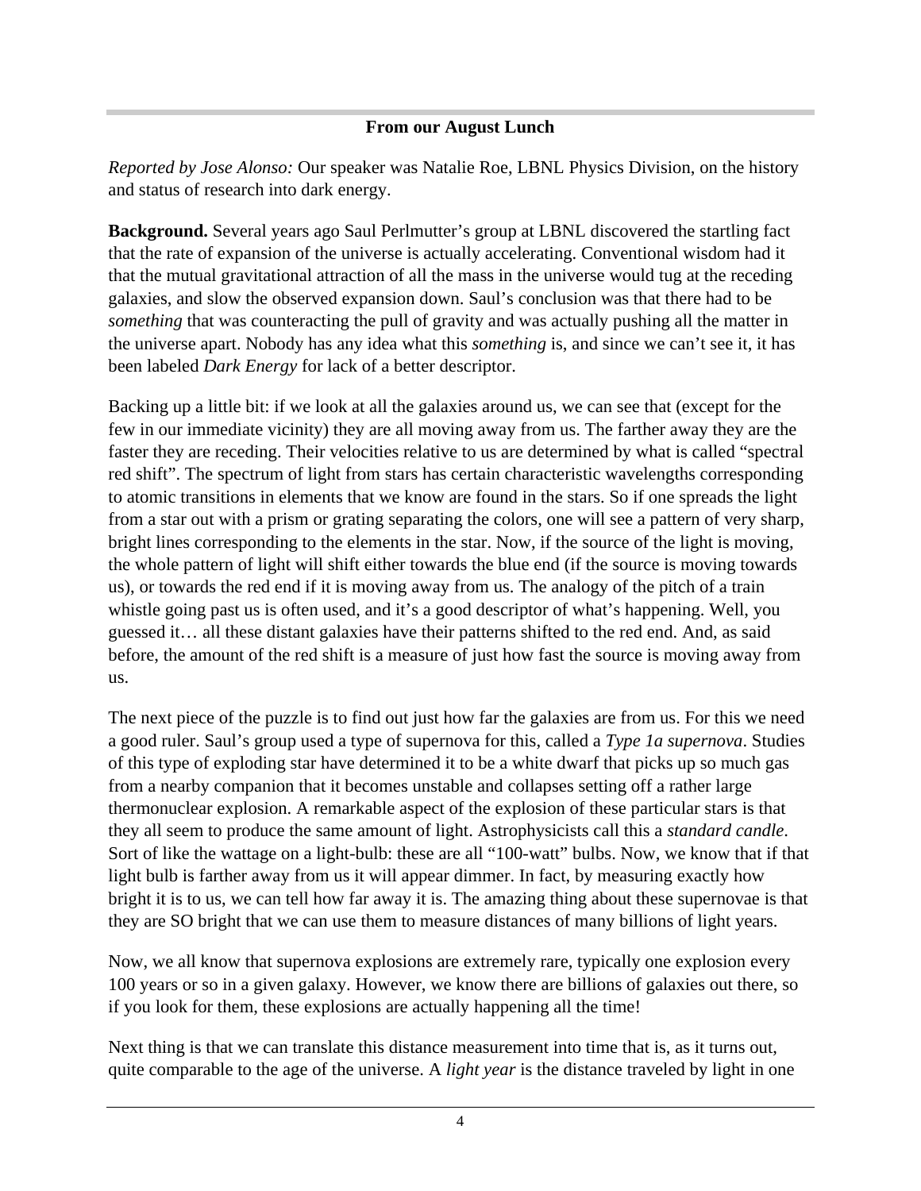## From our August Lunch

*Reported by Jose Alonso:* Our speaker was Natalie Roe, LBNL Physics Division, on the history and status of research into dark energy.

**Background.** Several years ago Saul Perlmutter's group at LBNL discovered the startling fact that the rate of expansion of the universe is actually accelerating. Conventional wisdom had it that the mutual gravitational attraction of all the mass in the universe would tug at the receding galaxies, and slow the observed expansion down. Saul's conclusion was that there had to be *something* that was counteracting the pull of gravity and was actually pushing all the matter in the universe apart. Nobody has any idea what this *something* is, and since we can't see it, it has been labeled *Dark Energy* for lack of a better descriptor.

Backing up a little bit: if we look at all the galaxies around us, we can see that (except for the few in our immediate vicinity) they are all moving away from us. The farther away they are the faster they are receding. Their velocities relative to us are determined by what is called "spectral red shift". The spectrum of light from stars has certain characteristic wavelengths corresponding to atomic transitions in elements that we know are found in the stars. So if one spreads the light from a star out with a prism or grating separating the colors, one will see a pattern of very sharp, bright lines corresponding to the elements in the star. Now, if the source of the light is moving, the whole pattern of light will shift either towards the blue end (if the source is moving towards us), or towards the red end if it is moving away from us. The analogy of the pitch of a train whistle going past us is often used, and it's a good descriptor of what's happening. Well, you guessed it… all these distant galaxies have their patterns shifted to the red end. And, as said before, the amount of the red shift is a measure of just how fast the source is moving away from us.

The next piece of the puzzle is to find out just how far the galaxies are from us. For this we need a good ruler. Saul's group used a type of supernova for this, called a *Type 1a supernova*. Studies of this type of exploding star have determined it to be a white dwarf that picks up so much gas from a nearby companion that it becomes unstable and collapses setting off a rather large thermonuclear explosion. A remarkable aspect of the explosion of these particular stars is that they all seem to produce the same amount of light. Astrophysicists call this a *standard candle*. Sort of like the wattage on a light-bulb: these are all "100-watt" bulbs. Now, we know that if that light bulb is farther away from us it will appear dimmer. In fact, by measuring exactly how bright it is to us, we can tell how far away it is. The amazing thing about these supernovae is that they are SO bright that we can use them to measure distances of many billions of light years.

Now, we all know that supernova explosions are extremely rare, typically one explosion every 100 years or so in a given galaxy. However, we know there are billions of galaxies out there, so if you look for them, these explosions are actually happening all the time!

Next thing is that we can translate this distance measurement into time that is, as it turns out, quite comparable to the age of the universe. A *light year* is the distance traveled by light in one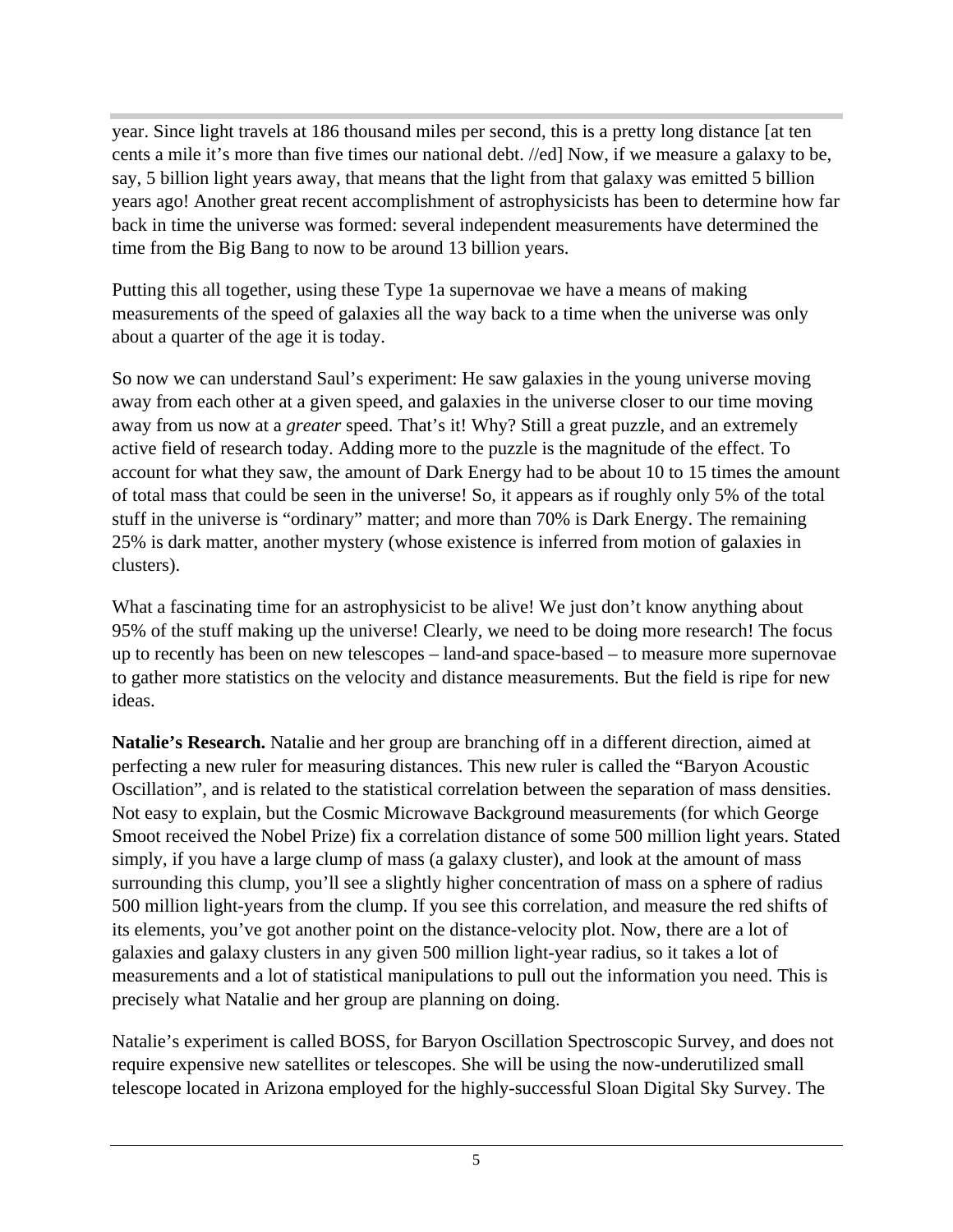year. Since light travels at 186 thousand miles per second, this is a pretty long distance [at ten cents a mile it's more than five times our national debt. //ed] Now, if we measure a galaxy to be, say, 5 billion light years away, that means that the light from that galaxy was emitted 5 billion years ago! Another great recent accomplishment of astrophysicists has been to determine how far back in time the universe was formed: several independent measurements have determined the time from the Big Bang to now to be around 13 billion years.

Putting this all together, using these Type 1a supernovae we have a means of making measurements of the speed of galaxies all the way back to a time when the universe was only about a quarter of the age it is today.

So now we can understand Saul's experiment: He saw galaxies in the young universe moving away from each other at a given speed, and galaxies in the universe closer to our time moving away from us now at a *greater* speed. That's it! Why? Still a great puzzle, and an extremely active field of research today. Adding more to the puzzle is the magnitude of the effect. To account for what they saw, the amount of Dark Energy had to be about 10 to 15 times the amount of total mass that could be seen in the universe! So, it appears as if roughly only 5% of the total stuff in the universe is "ordinary" matter; and more than 70% is Dark Energy. The remaining 25% is dark matter, another mystery (whose existence is inferred from motion of galaxies in clusters).

What a fascinating time for an astrophysicist to be alive! We just don't know anything about 95% of the stuff making up the universe! Clearly, we need to be doing more research! The focus up to recently has been on new telescopes – land-and space-based – to measure more supernovae to gather more statistics on the velocity and distance measurements. But the field is ripe for new ideas.

**Natalie's Research.** Natalie and her group are branching off in a different direction, aimed at perfecting a new ruler for measuring distances. This new ruler is called the "Baryon Acoustic Oscillation", and is related to the statistical correlation between the separation of mass densities. Not easy to explain, but the Cosmic Microwave Background measurements (for which George Smoot received the Nobel Prize) fix a correlation distance of some 500 million light years. Stated simply, if you have a large clump of mass (a galaxy cluster), and look at the amount of mass surrounding this clump, you'll see a slightly higher concentration of mass on a sphere of radius 500 million light-years from the clump. If you see this correlation, and measure the red shifts of its elements, you've got another point on the distance-velocity plot. Now, there are a lot of galaxies and galaxy clusters in any given 500 million light-year radius, so it takes a lot of measurements and a lot of statistical manipulations to pull out the information you need. This is precisely what Natalie and her group are planning on doing.

Natalie's experiment is called BOSS, for Baryon Oscillation Spectroscopic Survey, and does not require expensive new satellites or telescopes. She will be using the now-underutilized small telescope located in Arizona employed for the highly-successful Sloan Digital Sky Survey. The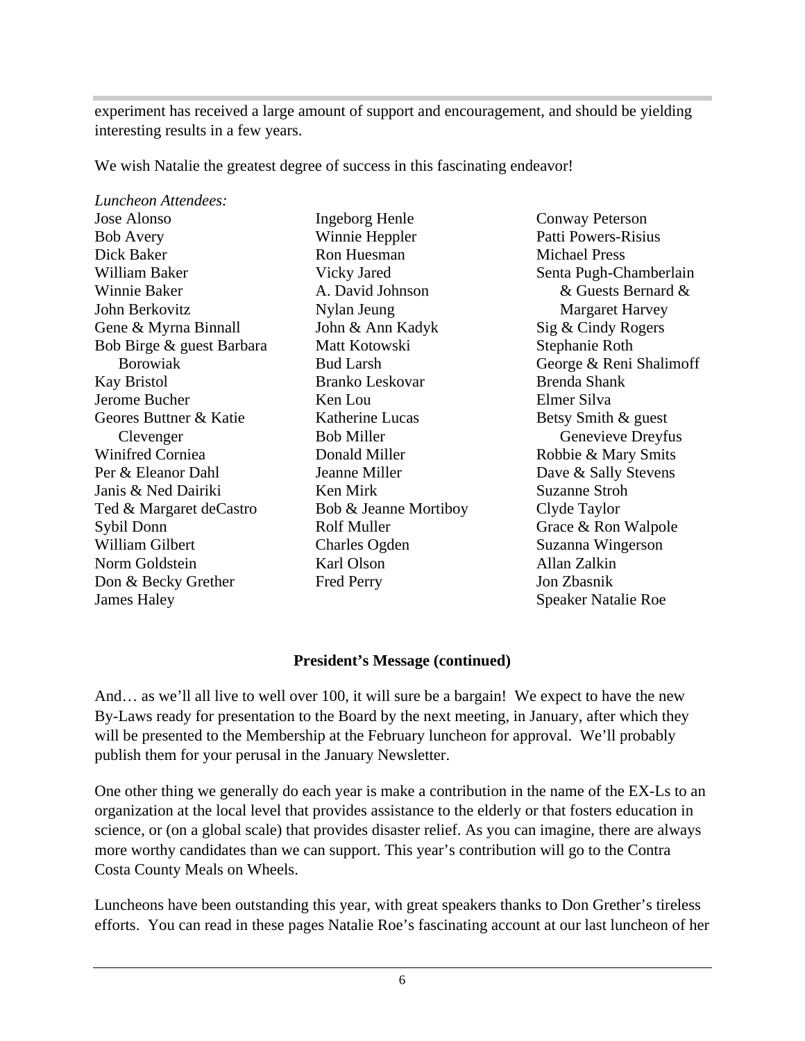experiment has received a large amount of support and encouragement, and should be yielding interesting results in a few years.

We wish Natalie the greatest degree of success in this fascinating endeavor!

*Luncheon Attendees:*

Jose Alonso
Bob Avery
Dick Baker
William Baker
Winnie Baker
John Berkovitz
Gene & Myrna Binnall
Bob Birge & guest Barbara Borowiak
Kay Bristol
Jerome Bucher
Geores Buttner & Katie Clevenger
Winifred Corniea
Per & Eleanor Dahl
Janis & Ned Dairiki
Ted & Margaret deCastro
Sybil Donn
William Gilbert
Norm Goldstein
Don & Becky Grether
James Haley
Ingeborg Henle
Winnie Heppler
Ron Huesman
Vicky Jared
A. David Johnson
Nylan Jeung
John & Ann Kadyk
Matt Kotowski
Bud Larsh
Branko Leskovar
Ken Lou
Katherine Lucas
Bob Miller
Donald Miller
Jeanne Miller
Ken Mirk
Bob & Jeanne Mortiboy
Rolf Muller
Charles Ogden
Karl Olson
Fred Perry
Conway Peterson
Patti Powers-Risius
Michael Press
Senta Pugh-Chamberlain & Guests Bernard & Margaret Harvey
Sig & Cindy Rogers
Stephanie Roth
George & Reni Shalimoff
Brenda Shank
Elmer Silva
Betsy Smith & guest Genevieve Dreyfus
Robbie & Mary Smits
Dave & Sally Stevens
Suzanne Stroh
Clyde Taylor
Grace & Ron Walpole
Suzanna Wingerson
Allan Zalkin
Jon Zbasnik
Speaker Natalie Roe

**President's Message (continued)**

And… as we'll all live to well over 100, it will sure be a bargain! We expect to have the new By-Laws ready for presentation to the Board by the next meeting, in January, after which they will be presented to the Membership at the February luncheon for approval. We'll probably publish them for your perusal in the January Newsletter.

One other thing we generally do each year is make a contribution in the name of the EX-Ls to an organization at the local level that provides assistance to the elderly or that fosters education in science, or (on a global scale) that provides disaster relief. As you can imagine, there are always more worthy candidates than we can support. This year's contribution will go to the Contra Costa County Meals on Wheels.

Luncheons have been outstanding this year, with great speakers thanks to Don Grether's tireless efforts. You can read in these pages Natalie Roe's fascinating account at our last luncheon of her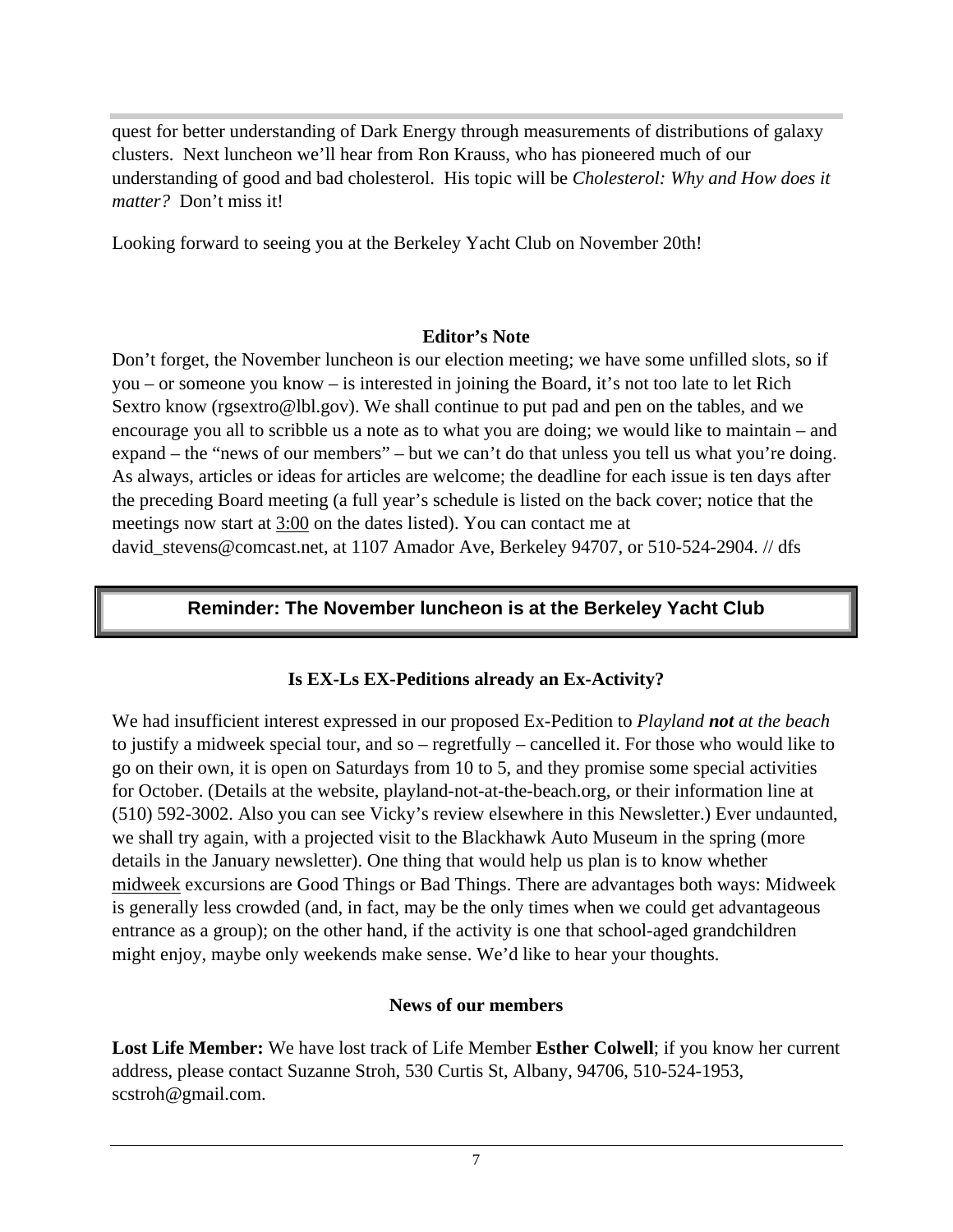quest for better understanding of Dark Energy through measurements of distributions of galaxy clusters. Next luncheon we'll hear from Ron Krauss, who has pioneered much of our understanding of good and bad cholesterol. His topic will be *Cholesterol: Why and How does it matter?* Don't miss it!

Looking forward to seeing you at the Berkeley Yacht Club on November 20th!

**Editor's Note**

Don't forget, the November luncheon is our election meeting; we have some unfilled slots, so if you – or someone you know – is interested in joining the Board, it's not too late to let Rich Sextro know (rgsextro@lbl.gov). We shall continue to put pad and pen on the tables, and we encourage you all to scribble us a note as to what you are doing; we would like to maintain – and expand – the "news of our members" – but we can't do that unless you tell us what you're doing. As always, articles or ideas for articles are welcome; the deadline for each issue is ten days after the preceding Board meeting (a full year's schedule is listed on the back cover; notice that the meetings now start at <u>3:00</u> on the dates listed). You can contact me at david_stevens@comcast.net, at 1107 Amador Ave, Berkeley 94707, or 510-524-2904. // dfs

**Reminder: The November luncheon is at the Berkeley Yacht Club**

**Is EX-Ls EX-Peditions already an Ex-Activity?**

We had insufficient interest expressed in our proposed Ex-Pedition to *Playland **not** at the beach* to justify a midweek special tour, and so – regretfully – cancelled it. For those who would like to go on their own, it is open on Saturdays from 10 to 5, and they promise some special activities for October. (Details at the website, playland-not-at-the-beach.org, or their information line at (510) 592-3002. Also you can see Vicky's review elsewhere in this Newsletter.) Ever undaunted, we shall try again, with a projected visit to the Blackhawk Auto Museum in the spring (more details in the January newsletter). One thing that would help us plan is to know whether <u>midweek</u> excursions are Good Things or Bad Things. There are advantages both ways: Midweek is generally less crowded (and, in fact, may be the only times when we could get advantageous entrance as a group); on the other hand, if the activity is one that school-aged grandchildren might enjoy, maybe only weekends make sense. We'd like to hear your thoughts.

**News of our members**

**Lost Life Member:** We have lost track of Life Member **Esther Colwell**; if you know her current address, please contact Suzanne Stroh, 530 Curtis St, Albany, 94706, 510-524-1953, scstroh@gmail.com.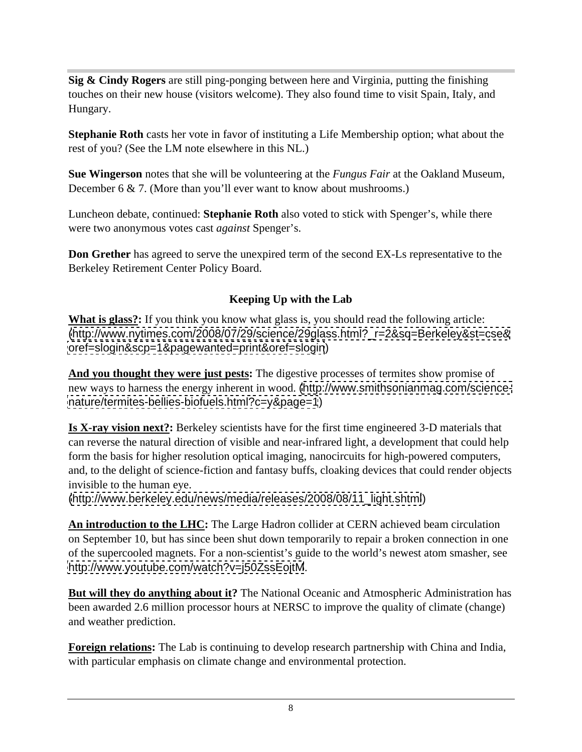**Sig & Cindy Rogers** are still ping-ponging between here and Virginia, putting the finishing touches on their new house (visitors welcome). They also found time to visit Spain, Italy, and Hungary.

**Stephanie Roth** casts her vote in favor of instituting a Life Membership option; what about the rest of you? (See the LM note elsewhere in this NL.)

**Sue Wingerson** notes that she will be volunteering at the *Fungus Fair* at the Oakland Museum, December 6 & 7. (More than you'll ever want to know about mushrooms.)

Luncheon debate, continued: **Stephanie Roth** also voted to stick with Spenger's, while there were two anonymous votes cast *against* Spenger's.

**Don Grether** has agreed to serve the unexpired term of the second EX-Ls representative to the Berkeley Retirement Center Policy Board.

## Keeping Up with the Lab

**What is glass?:** If you think you know what glass is, you should read the following article: (http://www.nytimes.com/2008/07/29/science/29glass.html?_r=2&sq=Berkeley&st=cse&oref=slogin&scp=1&pagewanted=print&oref=slogin)

**And you thought they were just pests:** The digestive processes of termites show promise of new ways to harness the energy inherent in wood. (http://www.smithsonianmag.com/science-nature/termites-bellies-biofuels.html?c=y&page=1)

**Is X-ray vision next?:** Berkeley scientists have for the first time engineered 3-D materials that can reverse the natural direction of visible and near-infrared light, a development that could help form the basis for higher resolution optical imaging, nanocircuits for high-powered computers, and, to the delight of science-fiction and fantasy buffs, cloaking devices that could render objects invisible to the human eye.
(http://www.berkeley.edu/news/media/releases/2008/08/11_light.shtml)

**An introduction to the LHC:** The Large Hadron collider at CERN achieved beam circulation on September 10, but has since been shut down temporarily to repair a broken connection in one of the supercooled magnets. For a non-scientist's guide to the world's newest atom smasher, see http://www.youtube.com/watch?v=j50ZssEojtM.

**But will they do anything about it?** The National Oceanic and Atmospheric Administration has been awarded 2.6 million processor hours at NERSC to improve the quality of climate (change) and weather prediction.

**Foreign relations:** The Lab is continuing to develop research partnership with China and India, with particular emphasis on climate change and environmental protection.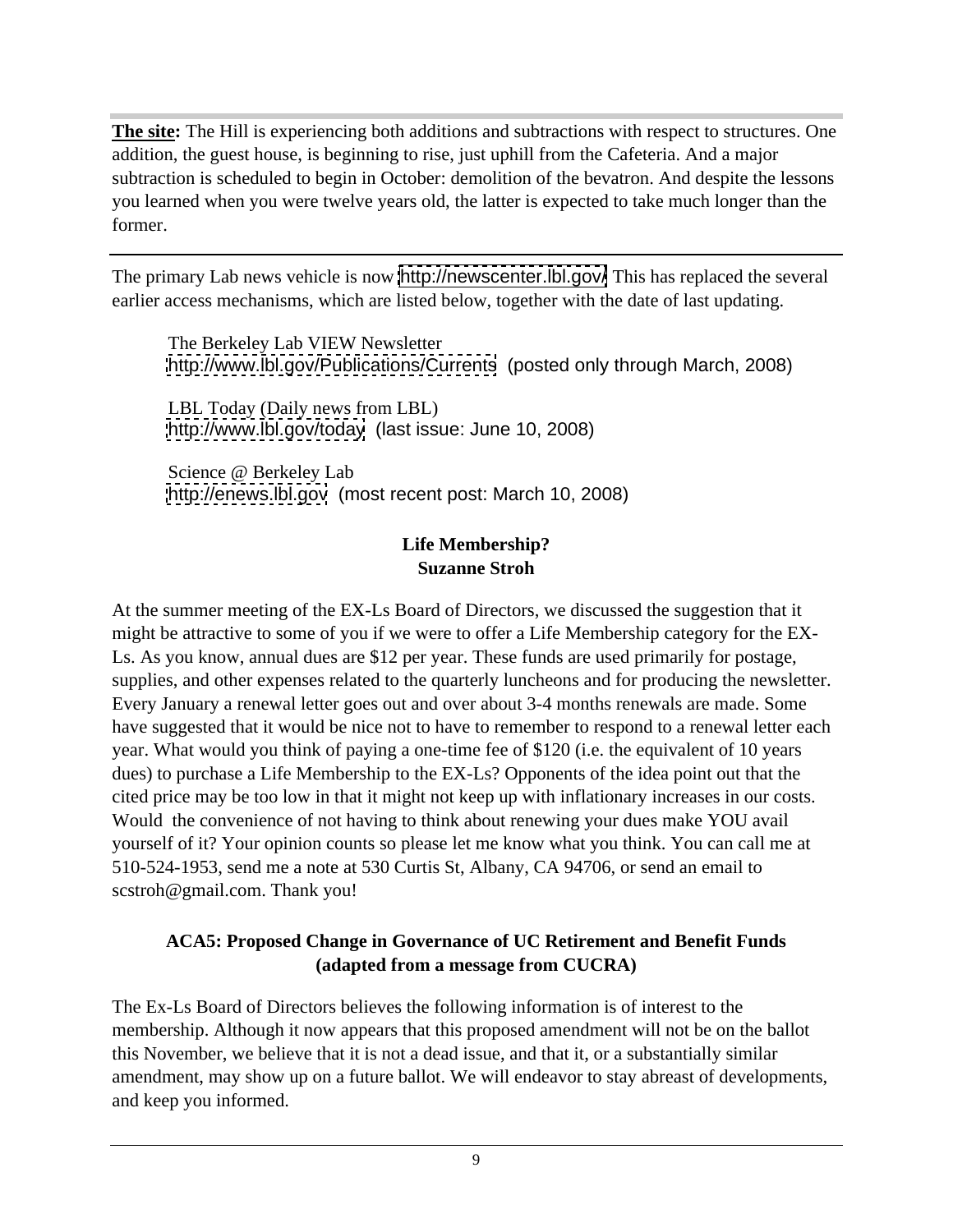**The site:** The Hill is experiencing both additions and subtractions with respect to structures. One addition, the guest house, is beginning to rise, just uphill from the Cafeteria. And a major subtraction is scheduled to begin in October: demolition of the bevatron. And despite the lessons you learned when you were twelve years old, the latter is expected to take much longer than the former.

---

The primary Lab news vehicle is now http://newscenter.lbl.gov/ This has replaced the several earlier access mechanisms, which are listed below, together with the date of last updating.

> The Berkeley Lab VIEW Newsletter
> http://www.lbl.gov/Publications/Currents (posted only through March, 2008)
>
> LBL Today (Daily news from LBL)
> http://www.lbl.gov/today (last issue: June 10, 2008)
>
> Science @ Berkeley Lab
> http://enews.lbl.gov (most recent post: March 10, 2008)

## Life Membership?
**Suzanne Stroh**

At the summer meeting of the EX-Ls Board of Directors, we discussed the suggestion that it might be attractive to some of you if we were to offer a Life Membership category for the EX-Ls. As you know, annual dues are $12 per year. These funds are used primarily for postage, supplies, and other expenses related to the quarterly luncheons and for producing the newsletter. Every January a renewal letter goes out and over about 3-4 months renewals are made. Some have suggested that it would be nice not to have to remember to respond to a renewal letter each year. What would you think of paying a one-time fee of $120 (i.e. the equivalent of 10 years dues) to purchase a Life Membership to the EX-Ls? Opponents of the idea point out that the cited price may be too low in that it might not keep up with inflationary increases in our costs. Would the convenience of not having to think about renewing your dues make YOU avail yourself of it? Your opinion counts so please let me know what you think. You can call me at 510-524-1953, send me a note at 530 Curtis St, Albany, CA 94706, or send an email to scstroh@gmail.com. Thank you!

## ACA5: Proposed Change in Governance of UC Retirement and Benefit Funds (adapted from a message from CUCRA)

The Ex-Ls Board of Directors believes the following information is of interest to the membership. Although it now appears that this proposed amendment will not be on the ballot this November, we believe that it is not a dead issue, and that it, or a substantially similar amendment, may show up on a future ballot. We will endeavor to stay abreast of developments, and keep you informed.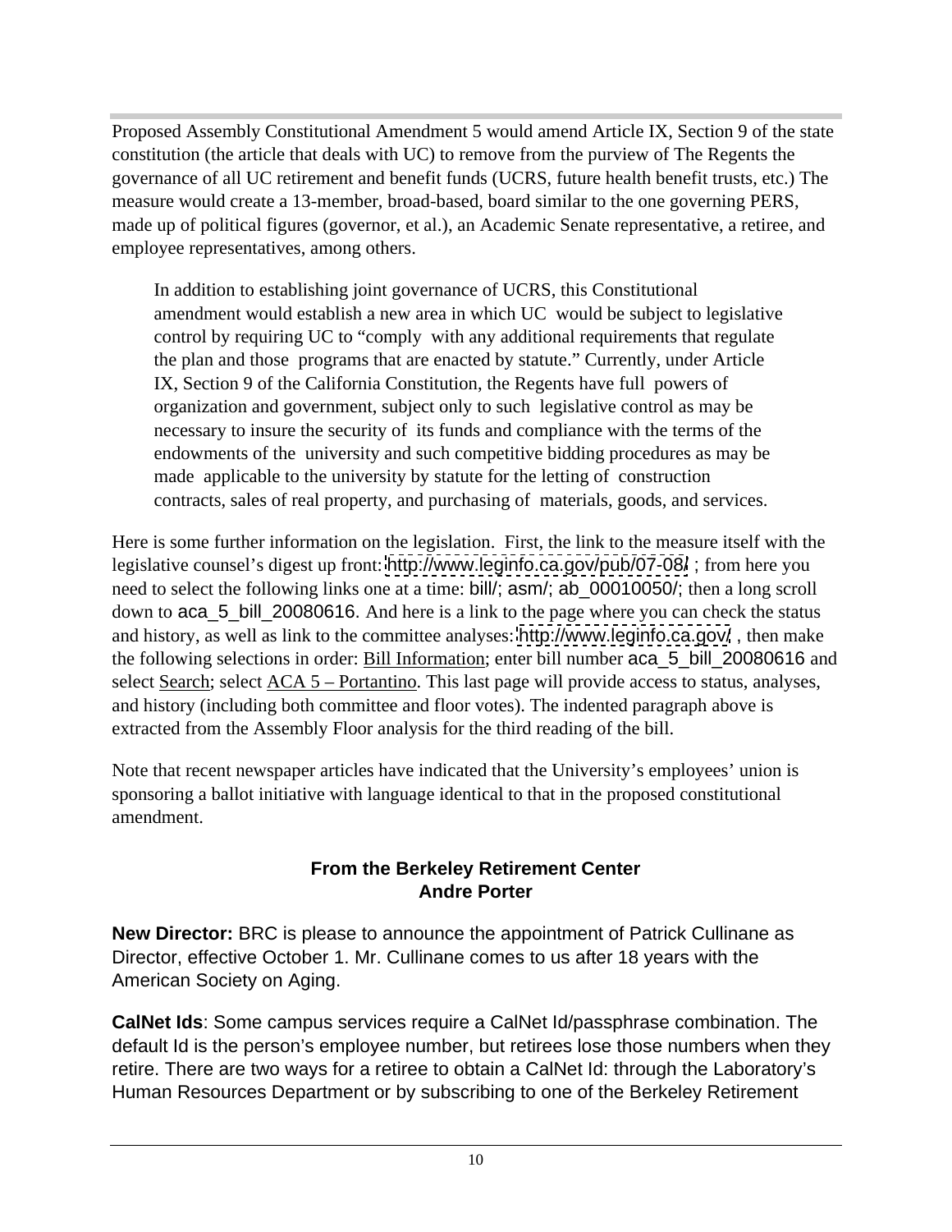Proposed Assembly Constitutional Amendment 5 would amend Article IX, Section 9 of the state constitution (the article that deals with UC) to remove from the purview of The Regents the governance of all UC retirement and benefit funds (UCRS, future health benefit trusts, etc.) The measure would create a 13-member, broad-based, board similar to the one governing PERS, made up of political figures (governor, et al.), an Academic Senate representative, a retiree, and employee representatives, among others.

> In addition to establishing joint governance of UCRS, this Constitutional amendment would establish a new area in which UC would be subject to legislative control by requiring UC to "comply with any additional requirements that regulate the plan and those programs that are enacted by statute." Currently, under Article IX, Section 9 of the California Constitution, the Regents have full powers of organization and government, subject only to such legislative control as may be necessary to insure the security of its funds and compliance with the terms of the endowments of the university and such competitive bidding procedures as may be made applicable to the university by statute for the letting of construction contracts, sales of real property, and purchasing of materials, goods, and services.

Here is some further information on the legislation. First, the link to the measure itself with the legislative counsel's digest up front: http://www.leginfo.ca.gov/pub/07-08/ ; from here you need to select the following links one at a time: bill/; asm/; ab_00010050/; then a long scroll down to aca_5_bill_20080616. And here is a link to the page where you can check the status and history, as well as link to the committee analyses: http://www.leginfo.ca.gov/ , then make the following selections in order: Bill Information; enter bill number aca_5_bill_20080616 and select Search; select ACA 5 – Portantino. This last page will provide access to status, analyses, and history (including both committee and floor votes). The indented paragraph above is extracted from the Assembly Floor analysis for the third reading of the bill.

Note that recent newspaper articles have indicated that the University's employees' union is sponsoring a ballot initiative with language identical to that in the proposed constitutional amendment.

## From the Berkeley Retirement Center
**Andre Porter**

**New Director:** BRC is please to announce the appointment of Patrick Cullinane as Director, effective October 1. Mr. Cullinane comes to us after 18 years with the American Society on Aging.

**CalNet Ids**: Some campus services require a CalNet Id/passphrase combination. The default Id is the person's employee number, but retirees lose those numbers when they retire. There are two ways for a retiree to obtain a CalNet Id: through the Laboratory's Human Resources Department or by subscribing to one of the Berkeley Retirement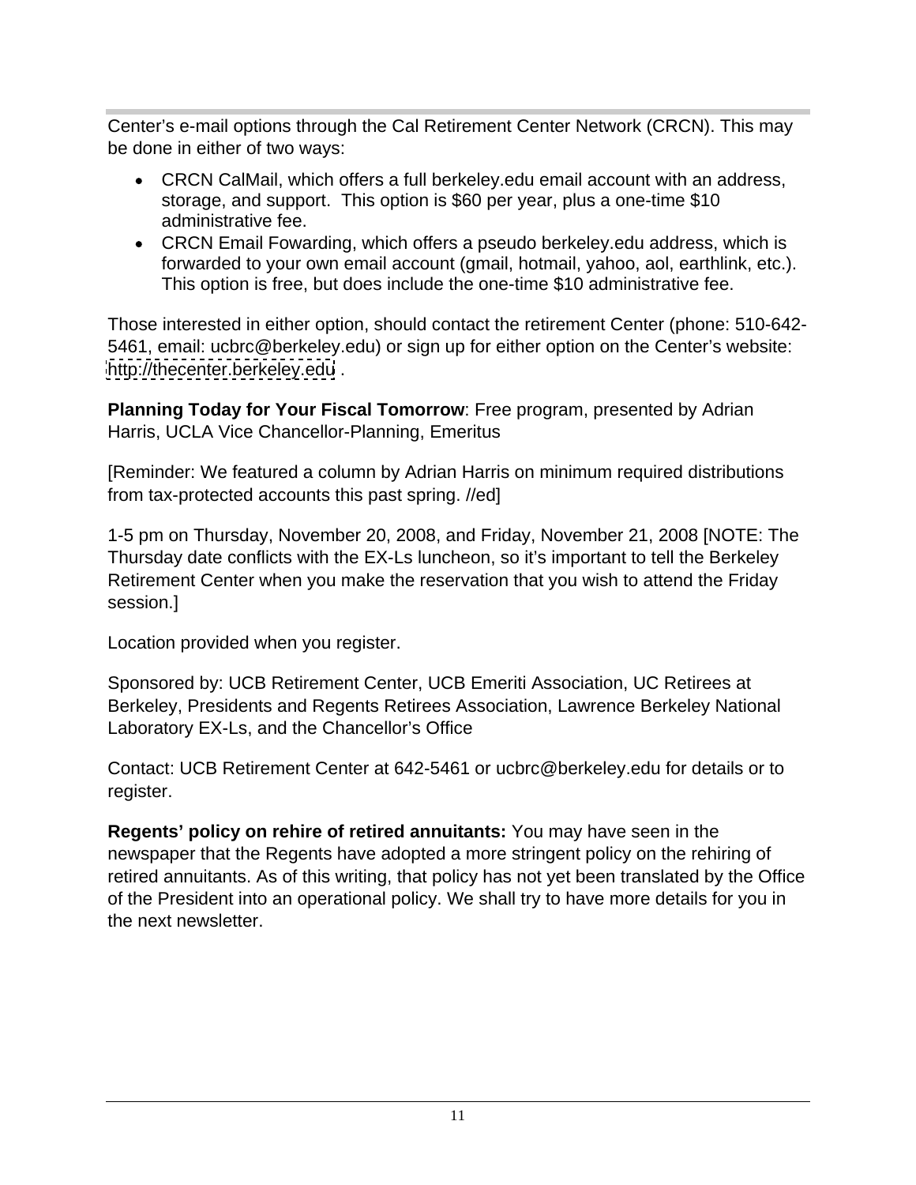Center's e-mail options through the Cal Retirement Center Network (CRCN). This may be done in either of two ways:

- CRCN CalMail, which offers a full berkeley.edu email account with an address, storage, and support. This option is $60 per year, plus a one-time $10 administrative fee.
- CRCN Email Fowarding, which offers a pseudo berkeley.edu address, which is forwarded to your own email account (gmail, hotmail, yahoo, aol, earthlink, etc.). This option is free, but does include the one-time $10 administrative fee.

Those interested in either option, should contact the retirement Center (phone: 510-642-5461, email: ucbrc@berkeley.edu) or sign up for either option on the Center's website: http://thecenter.berkeley.edu .

**Planning Today for Your Fiscal Tomorrow**: Free program, presented by Adrian Harris, UCLA Vice Chancellor-Planning, Emeritus

[Reminder: We featured a column by Adrian Harris on minimum required distributions from tax-protected accounts this past spring. //ed]

1-5 pm on Thursday, November 20, 2008, and Friday, November 21, 2008 [NOTE: The Thursday date conflicts with the EX-Ls luncheon, so it's important to tell the Berkeley Retirement Center when you make the reservation that you wish to attend the Friday session.]

Location provided when you register.

Sponsored by: UCB Retirement Center, UCB Emeriti Association, UC Retirees at Berkeley, Presidents and Regents Retirees Association, Lawrence Berkeley National Laboratory EX-Ls, and the Chancellor's Office

Contact: UCB Retirement Center at 642-5461 or ucbrc@berkeley.edu for details or to register.

**Regents' policy on rehire of retired annuitants:** You may have seen in the newspaper that the Regents have adopted a more stringent policy on the rehiring of retired annuitants. As of this writing, that policy has not yet been translated by the Office of the President into an operational policy. We shall try to have more details for you in the next newsletter.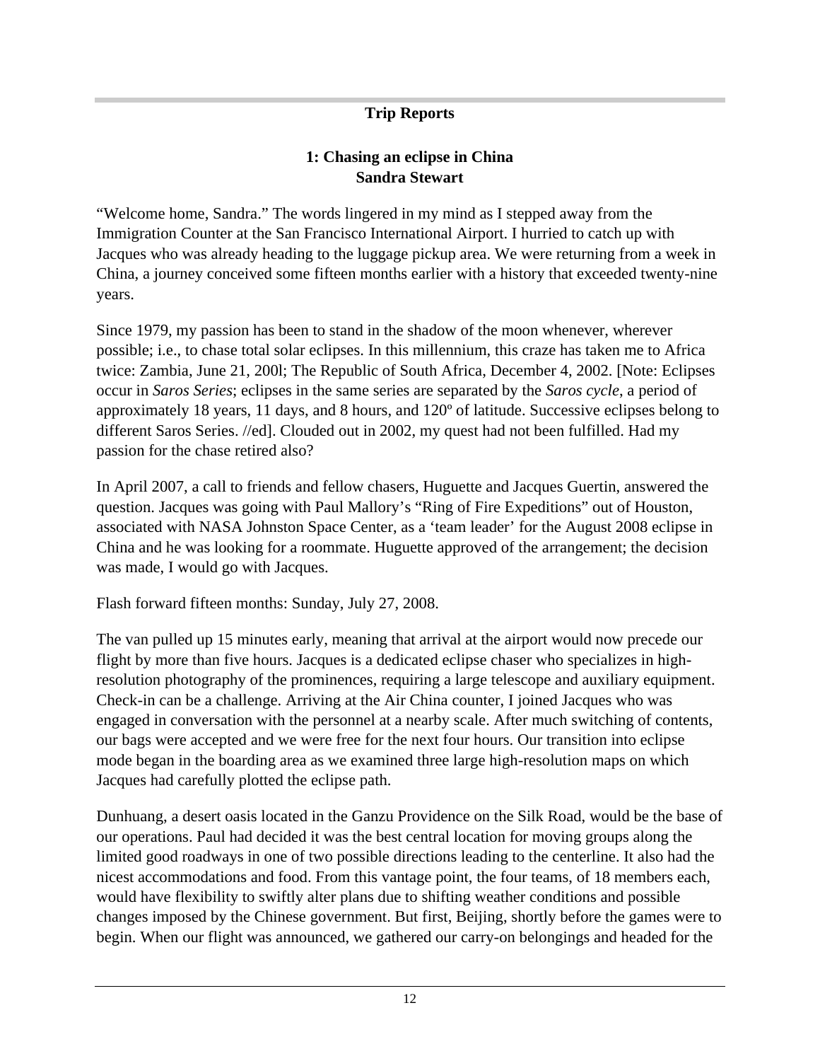## Trip Reports

### 1: Chasing an eclipse in China
### Sandra Stewart

"Welcome home, Sandra." The words lingered in my mind as I stepped away from the Immigration Counter at the San Francisco International Airport. I hurried to catch up with Jacques who was already heading to the luggage pickup area. We were returning from a week in China, a journey conceived some fifteen months earlier with a history that exceeded twenty-nine years.

Since 1979, my passion has been to stand in the shadow of the moon whenever, wherever possible; i.e., to chase total solar eclipses. In this millennium, this craze has taken me to Africa twice: Zambia, June 21, 200l; The Republic of South Africa, December 4, 2002. [Note: Eclipses occur in *Saros Series*; eclipses in the same series are separated by the *Saros cycle*, a period of approximately 18 years, 11 days, and 8 hours, and 120º of latitude. Successive eclipses belong to different Saros Series. //ed]. Clouded out in 2002, my quest had not been fulfilled. Had my passion for the chase retired also?

In April 2007, a call to friends and fellow chasers, Huguette and Jacques Guertin, answered the question. Jacques was going with Paul Mallory's "Ring of Fire Expeditions" out of Houston, associated with NASA Johnston Space Center, as a 'team leader' for the August 2008 eclipse in China and he was looking for a roommate. Huguette approved of the arrangement; the decision was made, I would go with Jacques.

Flash forward fifteen months: Sunday, July 27, 2008.

The van pulled up 15 minutes early, meaning that arrival at the airport would now precede our flight by more than five hours. Jacques is a dedicated eclipse chaser who specializes in high-resolution photography of the prominences, requiring a large telescope and auxiliary equipment. Check-in can be a challenge. Arriving at the Air China counter, I joined Jacques who was engaged in conversation with the personnel at a nearby scale. After much switching of contents, our bags were accepted and we were free for the next four hours. Our transition into eclipse mode began in the boarding area as we examined three large high-resolution maps on which Jacques had carefully plotted the eclipse path.

Dunhuang, a desert oasis located in the Ganzu Providence on the Silk Road, would be the base of our operations. Paul had decided it was the best central location for moving groups along the limited good roadways in one of two possible directions leading to the centerline. It also had the nicest accommodations and food. From this vantage point, the four teams, of 18 members each, would have flexibility to swiftly alter plans due to shifting weather conditions and possible changes imposed by the Chinese government. But first, Beijing, shortly before the games were to begin. When our flight was announced, we gathered our carry-on belongings and headed for the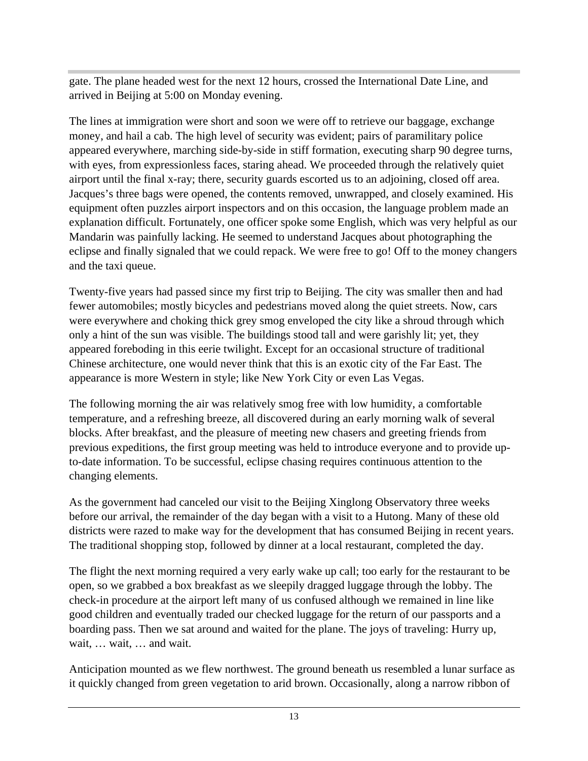gate. The plane headed west for the next 12 hours, crossed the International Date Line, and arrived in Beijing at 5:00 on Monday evening.

The lines at immigration were short and soon we were off to retrieve our baggage, exchange money, and hail a cab. The high level of security was evident; pairs of paramilitary police appeared everywhere, marching side-by-side in stiff formation, executing sharp 90 degree turns, with eyes, from expressionless faces, staring ahead. We proceeded through the relatively quiet airport until the final x-ray; there, security guards escorted us to an adjoining, closed off area. Jacques's three bags were opened, the contents removed, unwrapped, and closely examined. His equipment often puzzles airport inspectors and on this occasion, the language problem made an explanation difficult. Fortunately, one officer spoke some English, which was very helpful as our Mandarin was painfully lacking. He seemed to understand Jacques about photographing the eclipse and finally signaled that we could repack. We were free to go! Off to the money changers and the taxi queue.

Twenty-five years had passed since my first trip to Beijing. The city was smaller then and had fewer automobiles; mostly bicycles and pedestrians moved along the quiet streets. Now, cars were everywhere and choking thick grey smog enveloped the city like a shroud through which only a hint of the sun was visible. The buildings stood tall and were garishly lit; yet, they appeared foreboding in this eerie twilight. Except for an occasional structure of traditional Chinese architecture, one would never think that this is an exotic city of the Far East. The appearance is more Western in style; like New York City or even Las Vegas.

The following morning the air was relatively smog free with low humidity, a comfortable temperature, and a refreshing breeze, all discovered during an early morning walk of several blocks. After breakfast, and the pleasure of meeting new chasers and greeting friends from previous expeditions, the first group meeting was held to introduce everyone and to provide up-to-date information. To be successful, eclipse chasing requires continuous attention to the changing elements.

As the government had canceled our visit to the Beijing Xinglong Observatory three weeks before our arrival, the remainder of the day began with a visit to a Hutong. Many of these old districts were razed to make way for the development that has consumed Beijing in recent years. The traditional shopping stop, followed by dinner at a local restaurant, completed the day.

The flight the next morning required a very early wake up call; too early for the restaurant to be open, so we grabbed a box breakfast as we sleepily dragged luggage through the lobby. The check-in procedure at the airport left many of us confused although we remained in line like good children and eventually traded our checked luggage for the return of our passports and a boarding pass. Then we sat around and waited for the plane. The joys of traveling: Hurry up, wait, … wait, … and wait.

Anticipation mounted as we flew northwest. The ground beneath us resembled a lunar surface as it quickly changed from green vegetation to arid brown. Occasionally, along a narrow ribbon of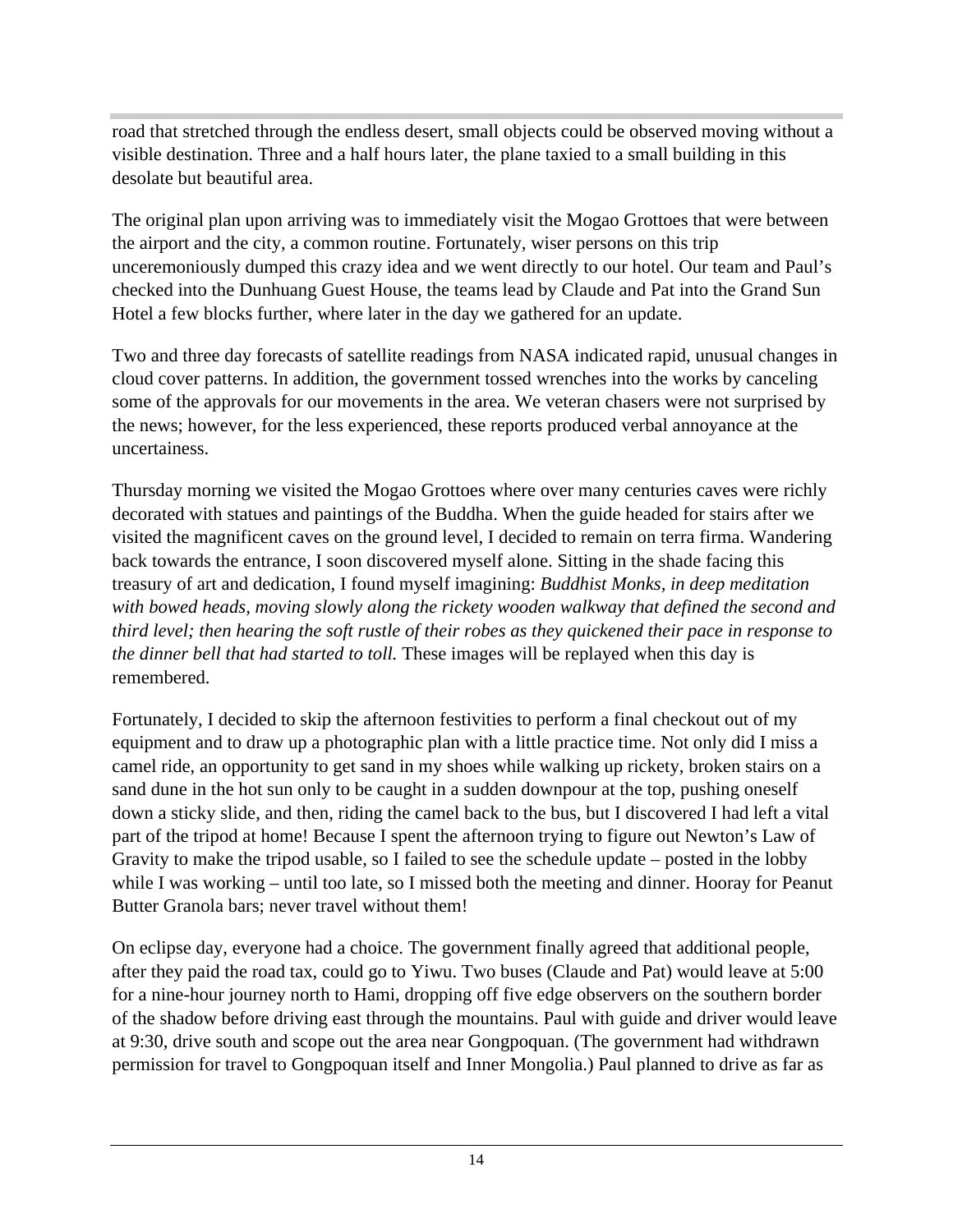road that stretched through the endless desert, small objects could be observed moving without a visible destination. Three and a half hours later, the plane taxied to a small building in this desolate but beautiful area.

The original plan upon arriving was to immediately visit the Mogao Grottoes that were between the airport and the city, a common routine. Fortunately, wiser persons on this trip unceremoniously dumped this crazy idea and we went directly to our hotel. Our team and Paul's checked into the Dunhuang Guest House, the teams lead by Claude and Pat into the Grand Sun Hotel a few blocks further, where later in the day we gathered for an update.

Two and three day forecasts of satellite readings from NASA indicated rapid, unusual changes in cloud cover patterns. In addition, the government tossed wrenches into the works by canceling some of the approvals for our movements in the area. We veteran chasers were not surprised by the news; however, for the less experienced, these reports produced verbal annoyance at the uncertainess.

Thursday morning we visited the Mogao Grottoes where over many centuries caves were richly decorated with statues and paintings of the Buddha. When the guide headed for stairs after we visited the magnificent caves on the ground level, I decided to remain on terra firma. Wandering back towards the entrance, I soon discovered myself alone. Sitting in the shade facing this treasury of art and dedication, I found myself imagining: *Buddhist Monks, in deep meditation with bowed heads, moving slowly along the rickety wooden walkway that defined the second and third level; then hearing the soft rustle of their robes as they quickened their pace in response to the dinner bell that had started to toll.* These images will be replayed when this day is remembered.

Fortunately, I decided to skip the afternoon festivities to perform a final checkout out of my equipment and to draw up a photographic plan with a little practice time. Not only did I miss a camel ride, an opportunity to get sand in my shoes while walking up rickety, broken stairs on a sand dune in the hot sun only to be caught in a sudden downpour at the top, pushing oneself down a sticky slide, and then, riding the camel back to the bus, but I discovered I had left a vital part of the tripod at home! Because I spent the afternoon trying to figure out Newton's Law of Gravity to make the tripod usable, so I failed to see the schedule update – posted in the lobby while I was working – until too late, so I missed both the meeting and dinner. Hooray for Peanut Butter Granola bars; never travel without them!

On eclipse day, everyone had a choice. The government finally agreed that additional people, after they paid the road tax, could go to Yiwu. Two buses (Claude and Pat) would leave at 5:00 for a nine-hour journey north to Hami, dropping off five edge observers on the southern border of the shadow before driving east through the mountains. Paul with guide and driver would leave at 9:30, drive south and scope out the area near Gongpoquan. (The government had withdrawn permission for travel to Gongpoquan itself and Inner Mongolia.) Paul planned to drive as far as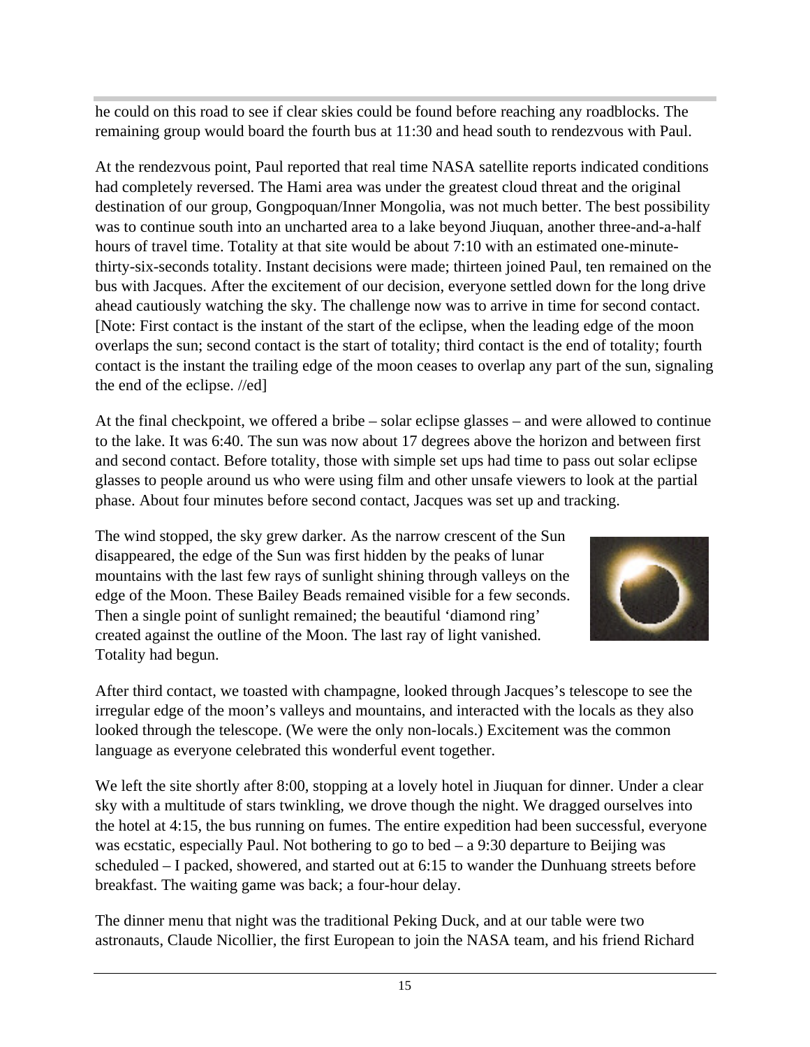he could on this road to see if clear skies could be found before reaching any roadblocks. The remaining group would board the fourth bus at 11:30 and head south to rendezvous with Paul.

At the rendezvous point, Paul reported that real time NASA satellite reports indicated conditions had completely reversed. The Hami area was under the greatest cloud threat and the original destination of our group, Gongpoquan/Inner Mongolia, was not much better. The best possibility was to continue south into an uncharted area to a lake beyond Jiuquan, another three-and-a-half hours of travel time. Totality at that site would be about 7:10 with an estimated one-minute-thirty-six-seconds totality. Instant decisions were made; thirteen joined Paul, ten remained on the bus with Jacques. After the excitement of our decision, everyone settled down for the long drive ahead cautiously watching the sky. The challenge now was to arrive in time for second contact. [Note: First contact is the instant of the start of the eclipse, when the leading edge of the moon overlaps the sun; second contact is the start of totality; third contact is the end of totality; fourth contact is the instant the trailing edge of the moon ceases to overlap any part of the sun, signaling the end of the eclipse. //ed]

At the final checkpoint, we offered a bribe – solar eclipse glasses – and were allowed to continue to the lake. It was 6:40. The sun was now about 17 degrees above the horizon and between first and second contact. Before totality, those with simple set ups had time to pass out solar eclipse glasses to people around us who were using film and other unsafe viewers to look at the partial phase. About four minutes before second contact, Jacques was set up and tracking.

The wind stopped, the sky grew darker. As the narrow crescent of the Sun disappeared, the edge of the Sun was first hidden by the peaks of lunar mountains with the last few rays of sunlight shining through valleys on the edge of the Moon. These Bailey Beads remained visible for a few seconds. Then a single point of sunlight remained; the beautiful 'diamond ring' created against the outline of the Moon. The last ray of light vanished. Totality had begun.

After third contact, we toasted with champagne, looked through Jacques's telescope to see the irregular edge of the moon's valleys and mountains, and interacted with the locals as they also looked through the telescope. (We were the only non-locals.) Excitement was the common language as everyone celebrated this wonderful event together.

We left the site shortly after 8:00, stopping at a lovely hotel in Jiuquan for dinner. Under a clear sky with a multitude of stars twinkling, we drove though the night. We dragged ourselves into the hotel at 4:15, the bus running on fumes. The entire expedition had been successful, everyone was ecstatic, especially Paul. Not bothering to go to bed – a 9:30 departure to Beijing was scheduled – I packed, showered, and started out at 6:15 to wander the Dunhuang streets before breakfast. The waiting game was back; a four-hour delay.

The dinner menu that night was the traditional Peking Duck, and at our table were two astronauts, Claude Nicollier, the first European to join the NASA team, and his friend Richard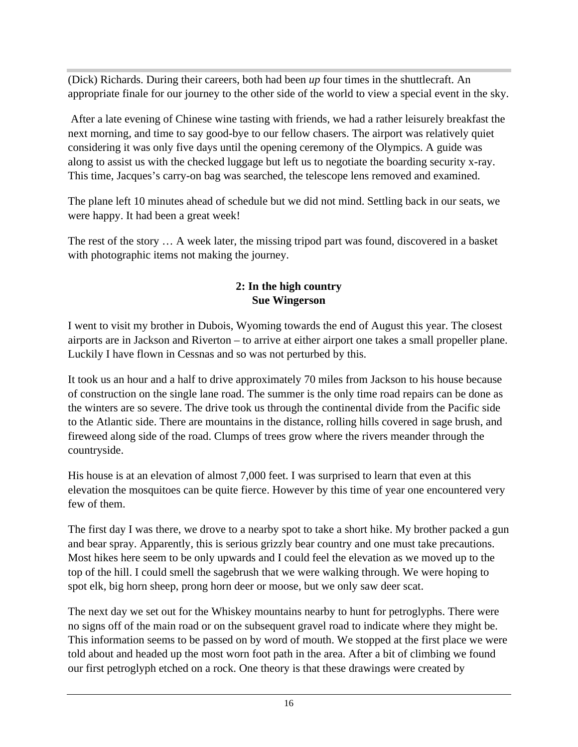(Dick) Richards. During their careers, both had been *up* four times in the shuttlecraft. An appropriate finale for our journey to the other side of the world to view a special event in the sky.

After a late evening of Chinese wine tasting with friends, we had a rather leisurely breakfast the next morning, and time to say good-bye to our fellow chasers. The airport was relatively quiet considering it was only five days until the opening ceremony of the Olympics. A guide was along to assist us with the checked luggage but left us to negotiate the boarding security x-ray. This time, Jacques's carry-on bag was searched, the telescope lens removed and examined.

The plane left 10 minutes ahead of schedule but we did not mind. Settling back in our seats, we were happy. It had been a great week!

The rest of the story … A week later, the missing tripod part was found, discovered in a basket with photographic items not making the journey.

## 2: In the high country
**Sue Wingerson**

I went to visit my brother in Dubois, Wyoming towards the end of August this year. The closest airports are in Jackson and Riverton – to arrive at either airport one takes a small propeller plane. Luckily I have flown in Cessnas and so was not perturbed by this.

It took us an hour and a half to drive approximately 70 miles from Jackson to his house because of construction on the single lane road. The summer is the only time road repairs can be done as the winters are so severe. The drive took us through the continental divide from the Pacific side to the Atlantic side. There are mountains in the distance, rolling hills covered in sage brush, and fireweed along side of the road. Clumps of trees grow where the rivers meander through the countryside.

His house is at an elevation of almost 7,000 feet. I was surprised to learn that even at this elevation the mosquitoes can be quite fierce. However by this time of year one encountered very few of them.

The first day I was there, we drove to a nearby spot to take a short hike. My brother packed a gun and bear spray. Apparently, this is serious grizzly bear country and one must take precautions. Most hikes here seem to be only upwards and I could feel the elevation as we moved up to the top of the hill. I could smell the sagebrush that we were walking through. We were hoping to spot elk, big horn sheep, prong horn deer or moose, but we only saw deer scat.

The next day we set out for the Whiskey mountains nearby to hunt for petroglyphs. There were no signs off of the main road or on the subsequent gravel road to indicate where they might be. This information seems to be passed on by word of mouth. We stopped at the first place we were told about and headed up the most worn foot path in the area. After a bit of climbing we found our first petroglyph etched on a rock. One theory is that these drawings were created by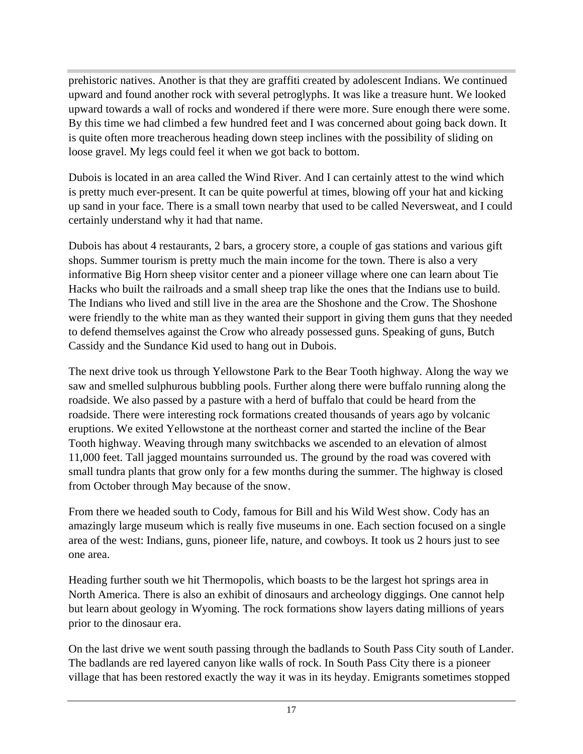prehistoric natives. Another is that they are graffiti created by adolescent Indians. We continued upward and found another rock with several petroglyphs. It was like a treasure hunt. We looked upward towards a wall of rocks and wondered if there were more. Sure enough there were some. By this time we had climbed a few hundred feet and I was concerned about going back down. It is quite often more treacherous heading down steep inclines with the possibility of sliding on loose gravel. My legs could feel it when we got back to bottom.

Dubois is located in an area called the Wind River. And I can certainly attest to the wind which is pretty much ever-present. It can be quite powerful at times, blowing off your hat and kicking up sand in your face. There is a small town nearby that used to be called Neversweat, and I could certainly understand why it had that name.

Dubois has about 4 restaurants, 2 bars, a grocery store, a couple of gas stations and various gift shops. Summer tourism is pretty much the main income for the town. There is also a very informative Big Horn sheep visitor center and a pioneer village where one can learn about Tie Hacks who built the railroads and a small sheep trap like the ones that the Indians use to build. The Indians who lived and still live in the area are the Shoshone and the Crow. The Shoshone were friendly to the white man as they wanted their support in giving them guns that they needed to defend themselves against the Crow who already possessed guns. Speaking of guns, Butch Cassidy and the Sundance Kid used to hang out in Dubois.

The next drive took us through Yellowstone Park to the Bear Tooth highway. Along the way we saw and smelled sulphurous bubbling pools. Further along there were buffalo running along the roadside. We also passed by a pasture with a herd of buffalo that could be heard from the roadside. There were interesting rock formations created thousands of years ago by volcanic eruptions. We exited Yellowstone at the northeast corner and started the incline of the Bear Tooth highway. Weaving through many switchbacks we ascended to an elevation of almost 11,000 feet. Tall jagged mountains surrounded us. The ground by the road was covered with small tundra plants that grow only for a few months during the summer. The highway is closed from October through May because of the snow.

From there we headed south to Cody, famous for Bill and his Wild West show. Cody has an amazingly large museum which is really five museums in one. Each section focused on a single area of the west: Indians, guns, pioneer life, nature, and cowboys. It took us 2 hours just to see one area.

Heading further south we hit Thermopolis, which boasts to be the largest hot springs area in North America. There is also an exhibit of dinosaurs and archeology diggings. One cannot help but learn about geology in Wyoming. The rock formations show layers dating millions of years prior to the dinosaur era.

On the last drive we went south passing through the badlands to South Pass City south of Lander. The badlands are red layered canyon like walls of rock. In South Pass City there is a pioneer village that has been restored exactly the way it was in its heyday. Emigrants sometimes stopped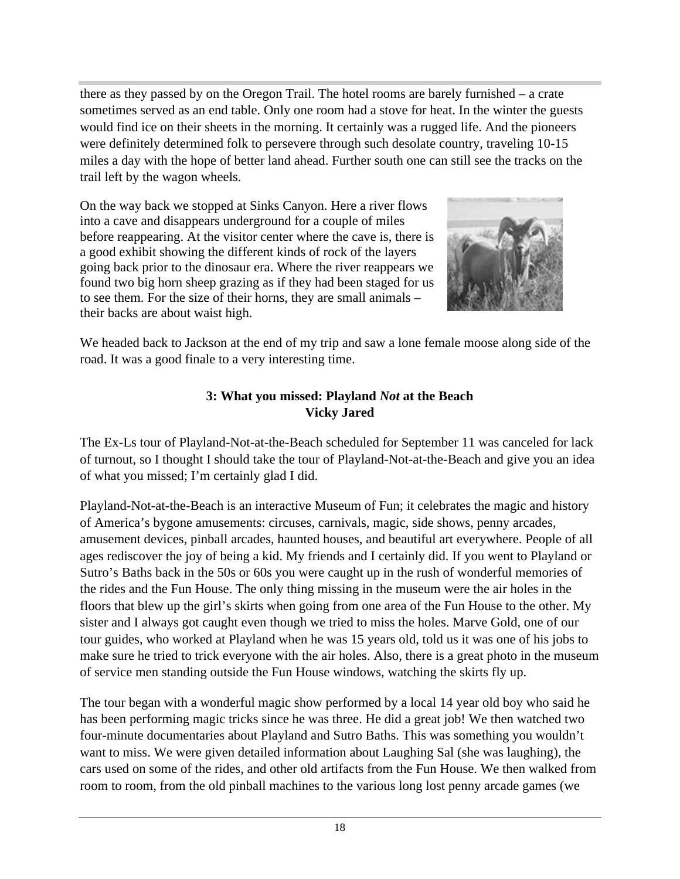there as they passed by on the Oregon Trail. The hotel rooms are barely furnished – a crate sometimes served as an end table. Only one room had a stove for heat. In the winter the guests would find ice on their sheets in the morning. It certainly was a rugged life. And the pioneers were definitely determined folk to persevere through such desolate country, traveling 10-15 miles a day with the hope of better land ahead. Further south one can still see the tracks on the trail left by the wagon wheels.

On the way back we stopped at Sinks Canyon. Here a river flows into a cave and disappears underground for a couple of miles before reappearing. At the visitor center where the cave is, there is a good exhibit showing the different kinds of rock of the layers going back prior to the dinosaur era. Where the river reappears we found two big horn sheep grazing as if they had been staged for us to see them. For the size of their horns, they are small animals – their backs are about waist high.

We headed back to Jackson at the end of my trip and saw a lone female moose along side of the road. It was a good finale to a very interesting time.

### 3: What you missed: Playland *Not* at the Beach
**Vicky Jared**

The Ex-Ls tour of Playland-Not-at-the-Beach scheduled for September 11 was canceled for lack of turnout, so I thought I should take the tour of Playland-Not-at-the-Beach and give you an idea of what you missed; I'm certainly glad I did.

Playland-Not-at-the-Beach is an interactive Museum of Fun; it celebrates the magic and history of America's bygone amusements: circuses, carnivals, magic, side shows, penny arcades, amusement devices, pinball arcades, haunted houses, and beautiful art everywhere. People of all ages rediscover the joy of being a kid. My friends and I certainly did. If you went to Playland or Sutro's Baths back in the 50s or 60s you were caught up in the rush of wonderful memories of the rides and the Fun House. The only thing missing in the museum were the air holes in the floors that blew up the girl's skirts when going from one area of the Fun House to the other. My sister and I always got caught even though we tried to miss the holes. Marve Gold, one of our tour guides, who worked at Playland when he was 15 years old, told us it was one of his jobs to make sure he tried to trick everyone with the air holes. Also, there is a great photo in the museum of service men standing outside the Fun House windows, watching the skirts fly up.

The tour began with a wonderful magic show performed by a local 14 year old boy who said he has been performing magic tricks since he was three. He did a great job! We then watched two four-minute documentaries about Playland and Sutro Baths. This was something you wouldn't want to miss. We were given detailed information about Laughing Sal (she was laughing), the cars used on some of the rides, and other old artifacts from the Fun House. We then walked from room to room, from the old pinball machines to the various long lost penny arcade games (we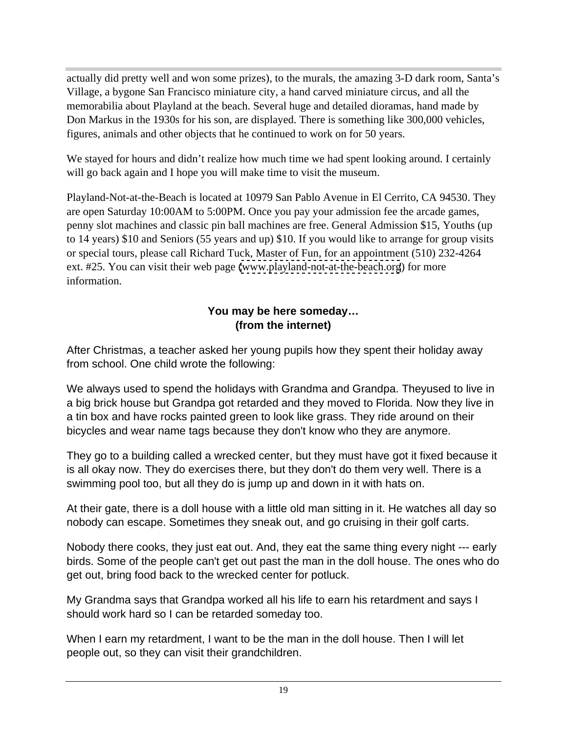actually did pretty well and won some prizes), to the murals, the amazing 3-D dark room, Santa's Village, a bygone San Francisco miniature city, a hand carved miniature circus, and all the memorabilia about Playland at the beach. Several huge and detailed dioramas, hand made by Don Markus in the 1930s for his son, are displayed. There is something like 300,000 vehicles, figures, animals and other objects that he continued to work on for 50 years.

We stayed for hours and didn't realize how much time we had spent looking around. I certainly will go back again and I hope you will make time to visit the museum.

Playland-Not-at-the-Beach is located at 10979 San Pablo Avenue in El Cerrito, CA 94530. They are open Saturday 10:00AM to 5:00PM. Once you pay your admission fee the arcade games, penny slot machines and classic pin ball machines are free. General Admission $15, Youths (up to 14 years) $10 and Seniors (55 years and up) $10. If you would like to arrange for group visits or special tours, please call Richard Tuck, Master of Fun, for an appointment (510) 232-4264 ext. #25. You can visit their web page (www.playland-not-at-the-beach.org) for more information.

**You may be here someday…**
**(from the internet)**

After Christmas, a teacher asked her young pupils how they spent their holiday away from school. One child wrote the following:

We always used to spend the holidays with Grandma and Grandpa. Theyused to live in a big brick house but Grandpa got retarded and they moved to Florida. Now they live in a tin box and have rocks painted green to look like grass. They ride around on their bicycles and wear name tags because they don't know who they are anymore.

They go to a building called a wrecked center, but they must have got it fixed because it is all okay now. They do exercises there, but they don't do them very well. There is a swimming pool too, but all they do is jump up and down in it with hats on.

At their gate, there is a doll house with a little old man sitting in it. He watches all day so nobody can escape. Sometimes they sneak out, and go cruising in their golf carts.

Nobody there cooks, they just eat out. And, they eat the same thing every night --- early birds. Some of the people can't get out past the man in the doll house. The ones who do get out, bring food back to the wrecked center for potluck.

My Grandma says that Grandpa worked all his life to earn his retardment and says I should work hard so I can be retarded someday too.

When I earn my retardment, I want to be the man in the doll house. Then I will let people out, so they can visit their grandchildren.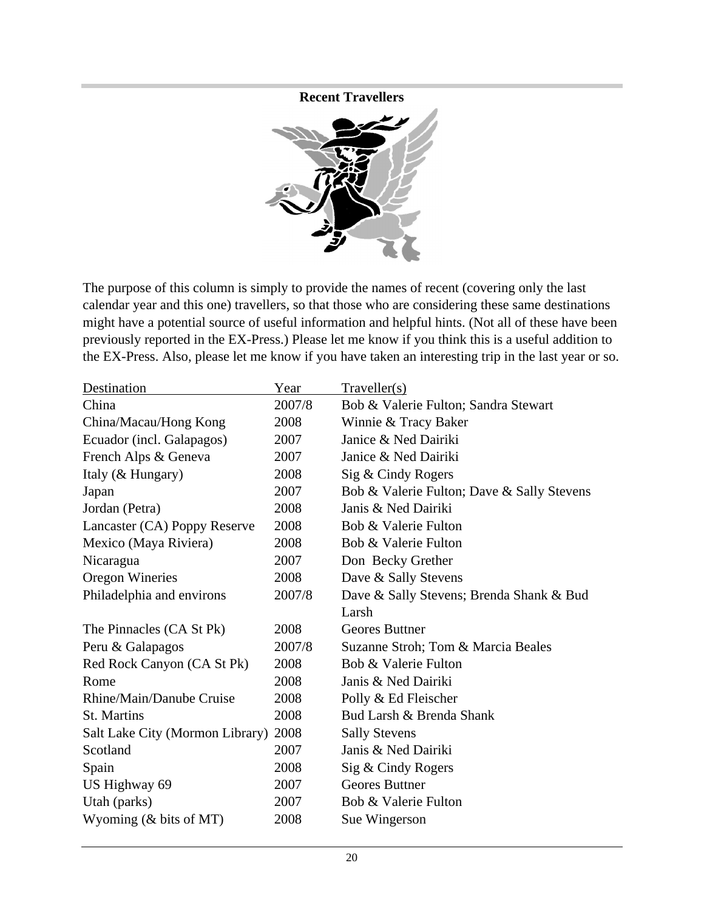## Recent Travellers

The purpose of this column is simply to provide the names of recent (covering only the last calendar year and this one) travellers, so that those who are considering these same destinations might have a potential source of useful information and helpful hints. (Not all of these have been previously reported in the EX-Press.) Please let me know if you think this is a useful addition to the EX-Press. Also, please let me know if you have taken an interesting trip in the last year or so.

| Destination | Year | Traveller(s) |
|---|---|---|
| China | 2007/8 | Bob & Valerie Fulton; Sandra Stewart |
| China/Macau/Hong Kong | 2008 | Winnie & Tracy Baker |
| Ecuador (incl. Galapagos) | 2007 | Janice & Ned Dairiki |
| French Alps & Geneva | 2007 | Janice & Ned Dairiki |
| Italy (& Hungary) | 2008 | Sig & Cindy Rogers |
| Japan | 2007 | Bob & Valerie Fulton; Dave & Sally Stevens |
| Jordan (Petra) | 2008 | Janis & Ned Dairiki |
| Lancaster (CA) Poppy Reserve | 2008 | Bob & Valerie Fulton |
| Mexico (Maya Riviera) | 2008 | Bob & Valerie Fulton |
| Nicaragua | 2007 | Don Becky Grether |
| Oregon Wineries | 2008 | Dave & Sally Stevens |
| Philadelphia and environs | 2007/8 | Dave & Sally Stevens; Brenda Shank & Bud Larsh |
| The Pinnacles (CA St Pk) | 2008 | Geores Buttner |
| Peru & Galapagos | 2007/8 | Suzanne Stroh; Tom & Marcia Beales |
| Red Rock Canyon (CA St Pk) | 2008 | Bob & Valerie Fulton |
| Rome | 2008 | Janis & Ned Dairiki |
| Rhine/Main/Danube Cruise | 2008 | Polly & Ed Fleischer |
| St. Martins | 2008 | Bud Larsh & Brenda Shank |
| Salt Lake City (Mormon Library) | 2008 | Sally Stevens |
| Scotland | 2007 | Janis & Ned Dairiki |
| Spain | 2008 | Sig & Cindy Rogers |
| US Highway 69 | 2007 | Geores Buttner |
| Utah (parks) | 2007 | Bob & Valerie Fulton |
| Wyoming (& bits of MT) | 2008 | Sue Wingerson |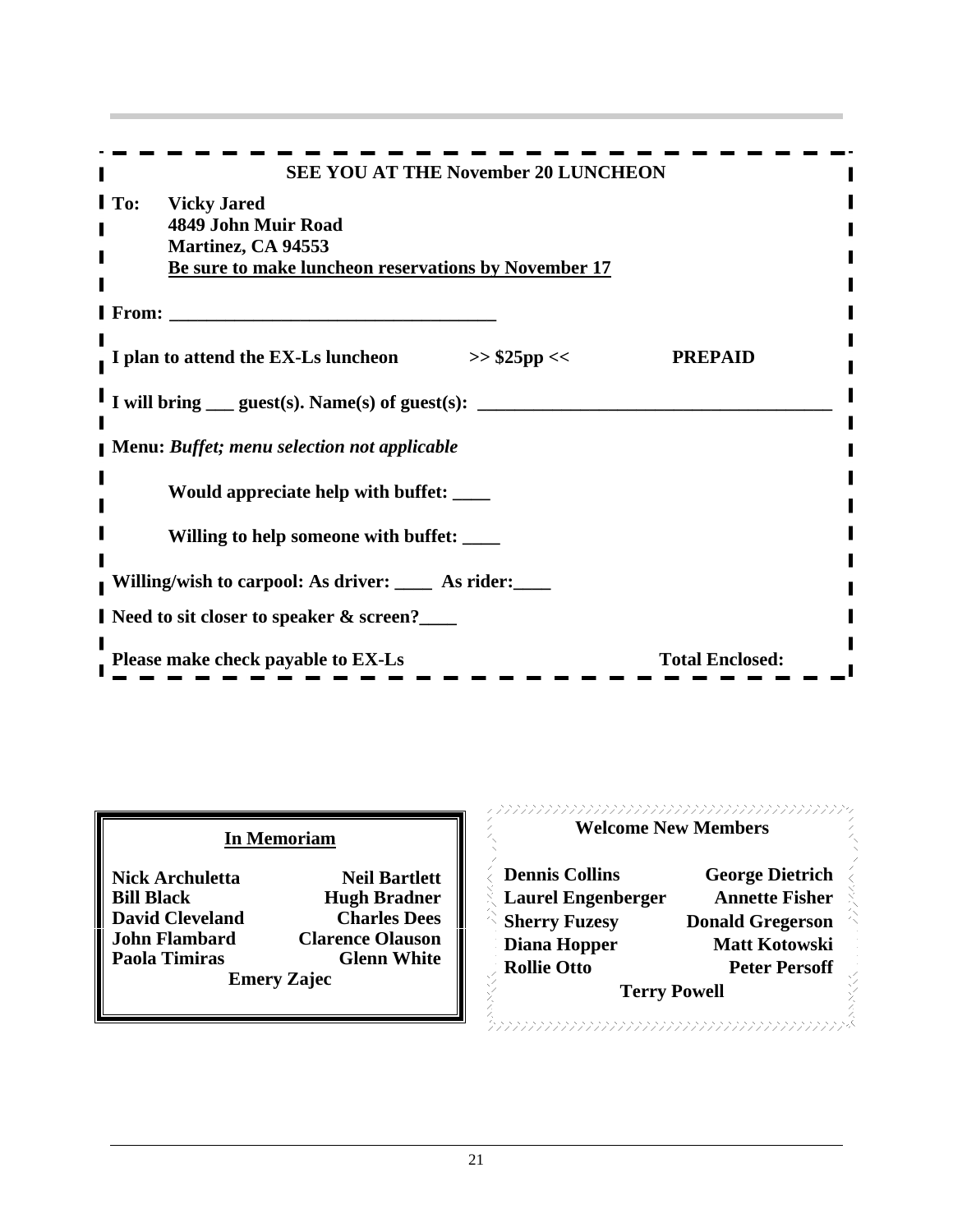**SEE YOU AT THE November 20 LUNCHEON**

**To: Vicky Jared**
**4849 John Muir Road**
**Martinez, CA 94553**
**Be sure to make luncheon reservations by November 17**

**From: ___________________________________**

**I plan to attend the EX-Ls luncheon >> $25pp << PREPAID**

**I will bring ___ guest(s). Name(s) of guest(s): _____________________________________**

**Menu:** ***Buffet; menu selection not applicable***

**Would appreciate help with buffet: ____**

**Willing to help someone with buffet: ____**

**Willing/wish to carpool: As driver: ____ As rider:____**

**Need to sit closer to speaker & screen?____**

**Please make check payable to EX-Ls** **Total Enclosed:**

## In Memoriam

**Nick Archuletta**
**Neil Bartlett**
**Bill Black**
**Hugh Bradner**
**David Cleveland**
**Charles Dees**
**John Flambard**
**Clarence Olauson**
**Paola Timiras**
**Glenn White**
**Emery Zajec**

## Welcome New Members

**Dennis Collins**
**George Dietrich**
**Laurel Engenberger**
**Annette Fisher**
**Sherry Fuzesy**
**Donald Gregerson**
**Diana Hopper**
**Matt Kotowski**
**Rollie Otto**
**Peter Persoff**
**Terry Powell**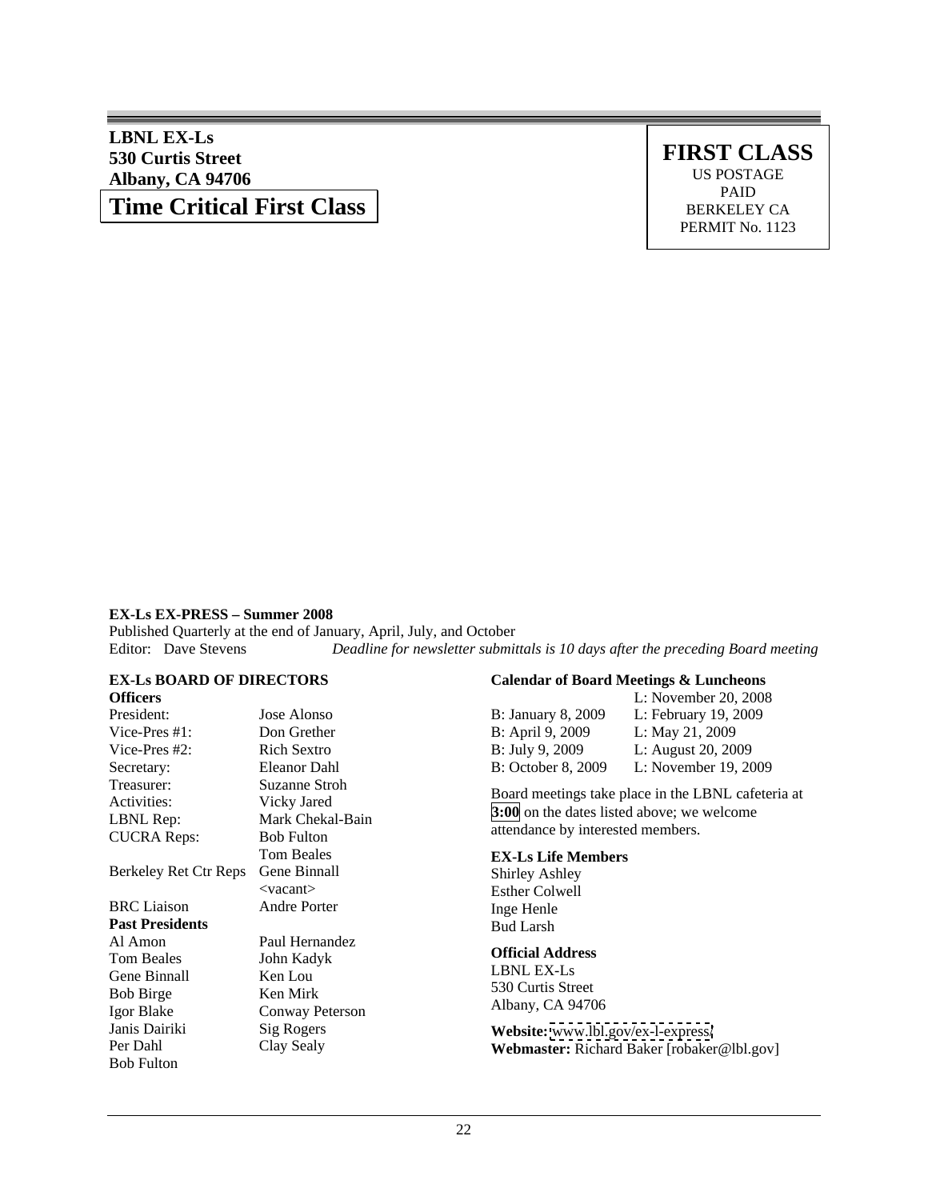**LBNL EX-Ls**
**530 Curtis Street**
**Albany, CA 94706**

**Time Critical First Class**

**FIRST CLASS**
US POSTAGE
PAID
BERKELEY CA
PERMIT No. 1123

**EX-Ls EX-PRESS – Summer 2008**
Published Quarterly at the end of January, April, July, and October
Editor: Dave Stevens *Deadline for newsletter submittals is 10 days after the preceding Board meeting*

## EX-Ls BOARD OF DIRECTORS

**Officers**

| | |
|---|---|
| President: | Jose Alonso |
| Vice-Pres #1: | Don Grether |
| Vice-Pres #2: | Rich Sextro |
| Secretary: | Eleanor Dahl |
| Treasurer: | Suzanne Stroh |
| Activities: | Vicky Jared |
| LBNL Rep: | Mark Chekal-Bain |
| CUCRA Reps: | Bob Fulton |
| | Tom Beales |
| Berkeley Ret Ctr Reps | Gene Binnall |
| | <vacant> |
| BRC Liaison | Andre Porter |

**Past Presidents**

| | |
|---|---|
| Al Amon | Paul Hernandez |
| Tom Beales | John Kadyk |
| Gene Binnall | Ken Lou |
| Bob Birge | Ken Mirk |
| Igor Blake | Conway Peterson |
| Janis Dairiki | Sig Rogers |
| Per Dahl | Clay Sealy |
| Bob Fulton | |

**Calendar of Board Meetings & Luncheons**

| | |
|---|---|
| | L: November 20, 2008 |
| B: January 8, 2009 | L: February 19, 2009 |
| B: April 9, 2009 | L: May 21, 2009 |
| B: July 9, 2009 | L: August 20, 2009 |
| B: October 8, 2009 | L: November 19, 2009 |

Board meetings take place in the LBNL cafeteria at **3:00** on the dates listed above; we welcome attendance by interested members.

**EX-Ls Life Members**
Shirley Ashley
Esther Colwell
Inge Henle
Bud Larsh

**Official Address**
LBNL EX-Ls
530 Curtis Street
Albany, CA 94706

**Website:** www.lbl.gov/ex-l-express/
**Webmaster:** Richard Baker [robaker@lbl.gov]